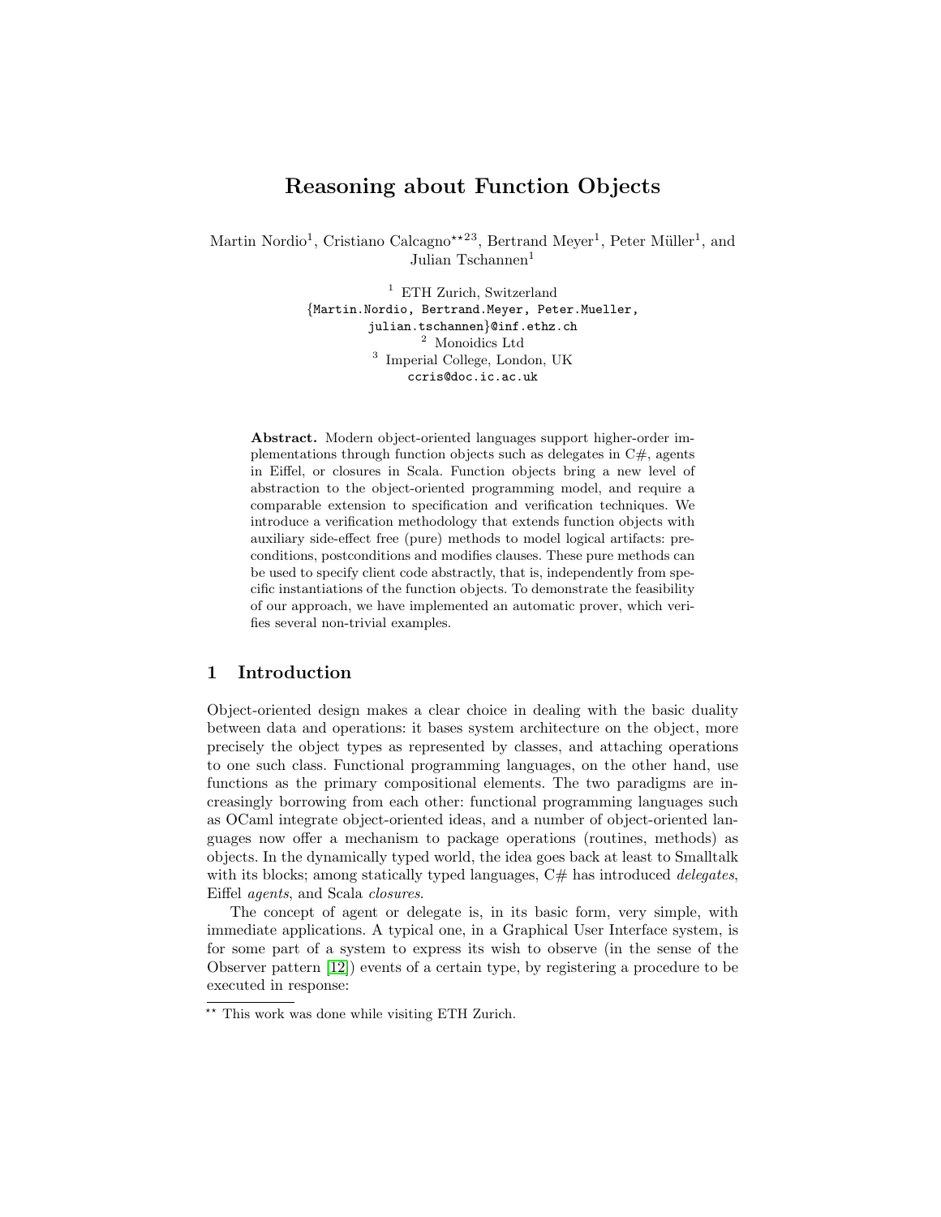# Reasoning about Function Objects

Martin Nordio[1], Cristiano Calcagno[\*\*2,3], Bertrand Meyer[1], Peter Müller[1], and Julian Tschannen[1]

[1] ETH Zurich, Switzerland
{Martin.Nordio, Bertrand.Meyer, Peter.Mueller, julian.tschannen}@inf.ethz.ch
[2] Monoidics Ltd
[3] Imperial College, London, UK
ccris@doc.ic.ac.uk

**Abstract.** Modern object-oriented languages support higher-order implementations through function objects such as delegates in C#, agents in Eiffel, or closures in Scala. Function objects bring a new level of abstraction to the object-oriented programming model, and require a comparable extension to specification and verification techniques. We introduce a verification methodology that extends function objects with auxiliary side-effect free (pure) methods to model logical artifacts: preconditions, postconditions and modifies clauses. These pure methods can be used to specify client code abstractly, that is, independently from specific instantiations of the function objects. To demonstrate the feasibility of our approach, we have implemented an automatic prover, which verifies several non-trivial examples.

## 1 Introduction

Object-oriented design makes a clear choice in dealing with the basic duality between data and operations: it bases system architecture on the object, more precisely the object types as represented by classes, and attaching operations to one such class. Functional programming languages, on the other hand, use functions as the primary compositional elements. The two paradigms are increasingly borrowing from each other: functional programming languages such as OCaml integrate object-oriented ideas, and a number of object-oriented languages now offer a mechanism to package operations (routines, methods) as objects. In the dynamically typed world, the idea goes back at least to Smalltalk with its blocks; among statically typed languages, C# has introduced *delegates*, Eiffel *agents*, and Scala *closures*.

The concept of agent or delegate is, in its basic form, very simple, with immediate applications. A typical one, in a Graphical User Interface system, is for some part of a system to express its wish to observe (in the sense of the Observer pattern [12]) events of a certain type, by registering a procedure to be executed in response:

[\*\*] This work was done while visiting ETH Zurich.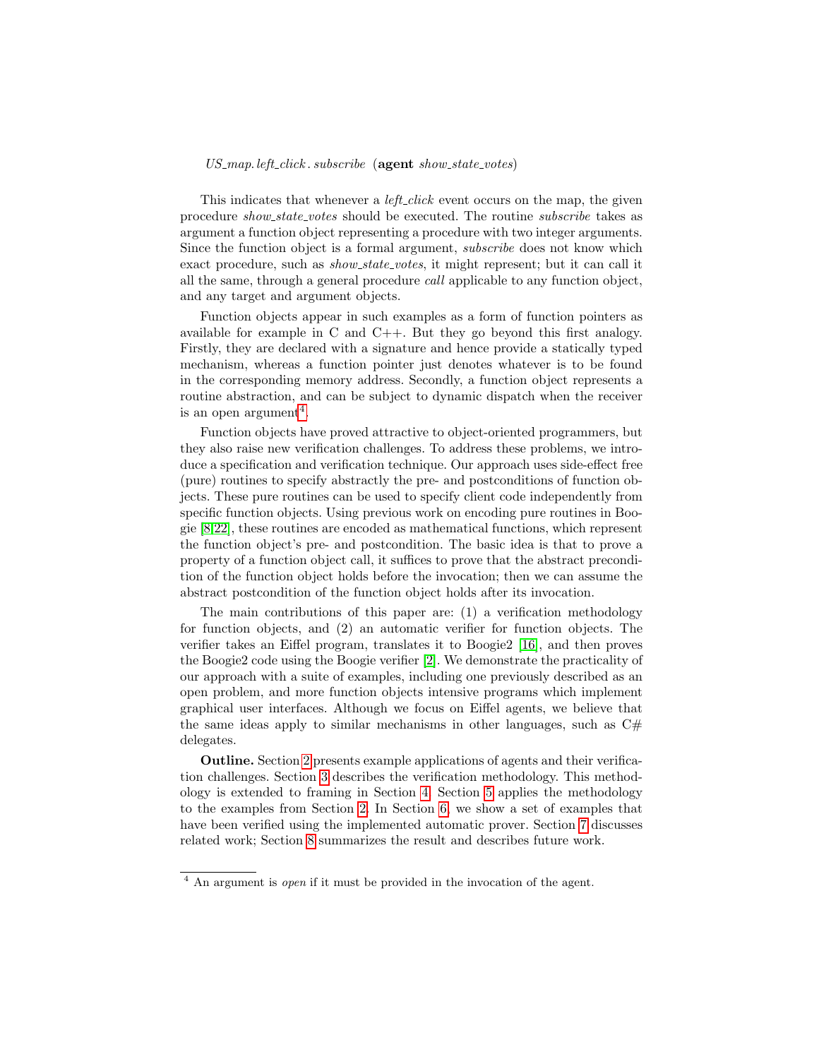*US_map.left_click.subscribe* (**agent** *show_state_votes*)

This indicates that whenever a *left_click* event occurs on the map, the given procedure *show_state_votes* should be executed. The routine *subscribe* takes as argument a function object representing a procedure with two integer arguments. Since the function object is a formal argument, *subscribe* does not know which exact procedure, such as *show_state_votes*, it might represent; but it can call it all the same, through a general procedure *call* applicable to any function object, and any target and argument objects.

Function objects appear in such examples as a form of function pointers as available for example in C and C++. But they go beyond this first analogy. Firstly, they are declared with a signature and hence provide a statically typed mechanism, whereas a function pointer just denotes whatever is to be found in the corresponding memory address. Secondly, a function object represents a routine abstraction, and can be subject to dynamic dispatch when the receiver is an open argument[4].

Function objects have proved attractive to object-oriented programmers, but they also raise new verification challenges. To address these problems, we introduce a specification and verification technique. Our approach uses side-effect free (pure) routines to specify abstractly the pre- and postconditions of function objects. These pure routines can be used to specify client code independently from specific function objects. Using previous work on encoding pure routines in Boogie [8,22], these routines are encoded as mathematical functions, which represent the function object's pre- and postcondition. The basic idea is that to prove a property of a function object call, it suffices to prove that the abstract precondition of the function object holds before the invocation; then we can assume the abstract postcondition of the function object holds after its invocation.

The main contributions of this paper are: (1) a verification methodology for function objects, and (2) an automatic verifier for function objects. The verifier takes an Eiffel program, translates it to Boogie2 [16], and then proves the Boogie2 code using the Boogie verifier [2]. We demonstrate the practicality of our approach with a suite of examples, including one previously described as an open problem, and more function objects intensive programs which implement graphical user interfaces. Although we focus on Eiffel agents, we believe that the same ideas apply to similar mechanisms in other languages, such as C# delegates.

**Outline.** Section 2 presents example applications of agents and their verification challenges. Section 3 describes the verification methodology. This methodology is extended to framing in Section 4. Section 5 applies the methodology to the examples from Section 2. In Section 6, we show a set of examples that have been verified using the implemented automatic prover. Section 7 discusses related work; Section 8 summarizes the result and describes future work.

[4] An argument is *open* if it must be provided in the invocation of the agent.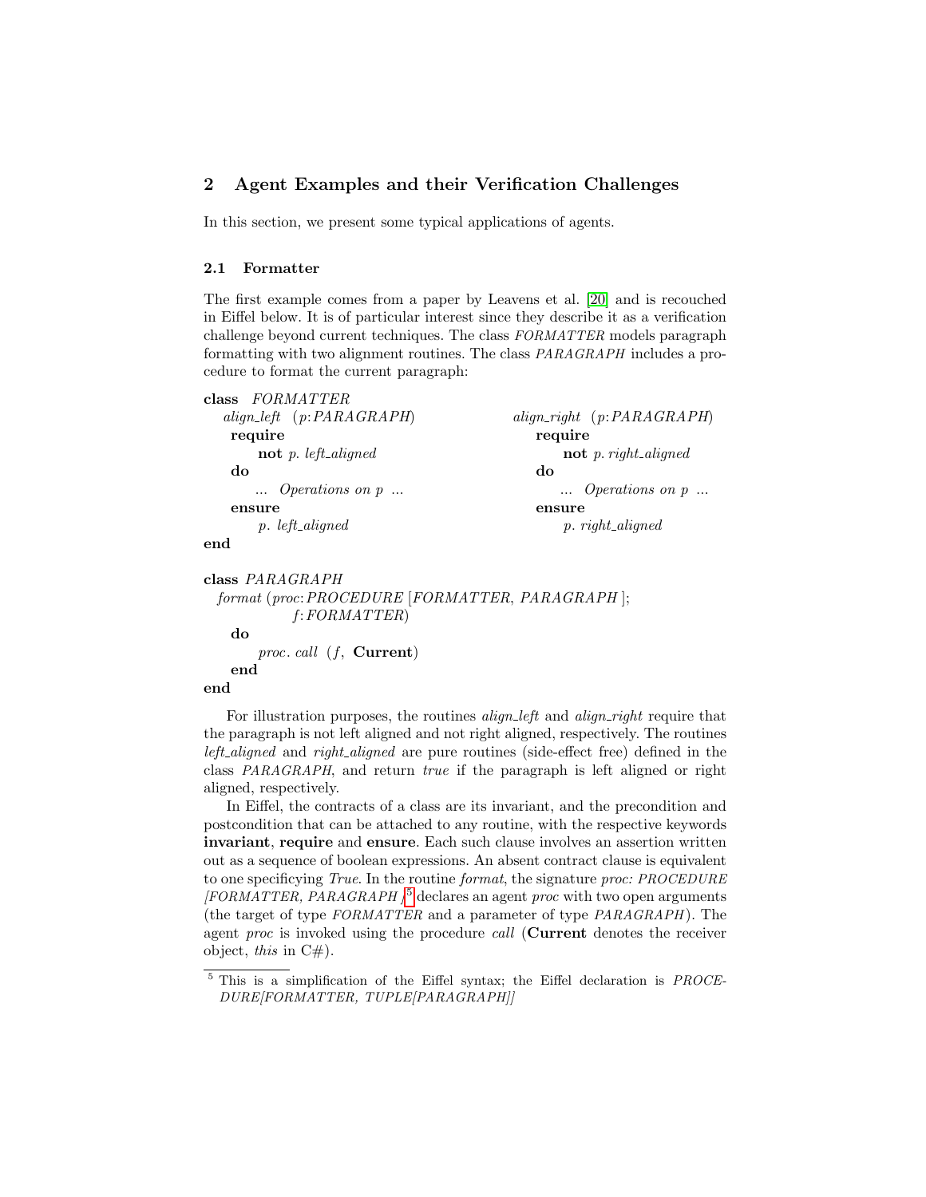## 2 Agent Examples and their Verification Challenges

In this section, we present some typical applications of agents.

### 2.1 Formatter

The first example comes from a paper by Leavens et al. [20] and is recouched in Eiffel below. It is of particular interest since they describe it as a verification challenge beyond current techniques. The class *FORMATTER* models paragraph formatting with two alignment routines. The class *PARAGRAPH* includes a procedure to format the current paragraph:

```
class FORMATTER
   align_left (p: PARAGRAPH)
      require
         not p.left_aligned
      do
         ... Operations on p ...
      ensure
         p.left_aligned

   align_right (p: PARAGRAPH)
      require
         not p.right_aligned
      do
         ... Operations on p ...
      ensure
         p.right_aligned
end
```

```
class PARAGRAPH
   format (proc: PROCEDURE [FORMATTER, PARAGRAPH];
           f: FORMATTER)
      do
         proc.call (f, Current)
      end
end
```

For illustration purposes, the routines *align_left* and *align_right* require that the paragraph is not left aligned and not right aligned, respectively. The routines *left_aligned* and *right_aligned* are pure routines (side-effect free) defined in the class *PARAGRAPH*, and return *true* if the paragraph is left aligned or right aligned, respectively.

In Eiffel, the contracts of a class are its invariant, and the precondition and postcondition that can be attached to any routine, with the respective keywords **invariant**, **require** and **ensure**. Each such clause involves an assertion written out as a sequence of boolean expressions. An absent contract clause is equivalent to one specificying *True*. In the routine *format*, the signature *proc: PROCEDURE [FORMATTER, PARAGRAPH ]*[5] declares an agent *proc* with two open arguments (the target of type *FORMATTER* and a parameter of type *PARAGRAPH*). The agent *proc* is invoked using the procedure *call* (**Current** denotes the receiver object, *this* in C#).

[5] This is a simplification of the Eiffel syntax; the Eiffel declaration is *PROCEDURE[FORMATTER, TUPLE[PARAGRAPH]]*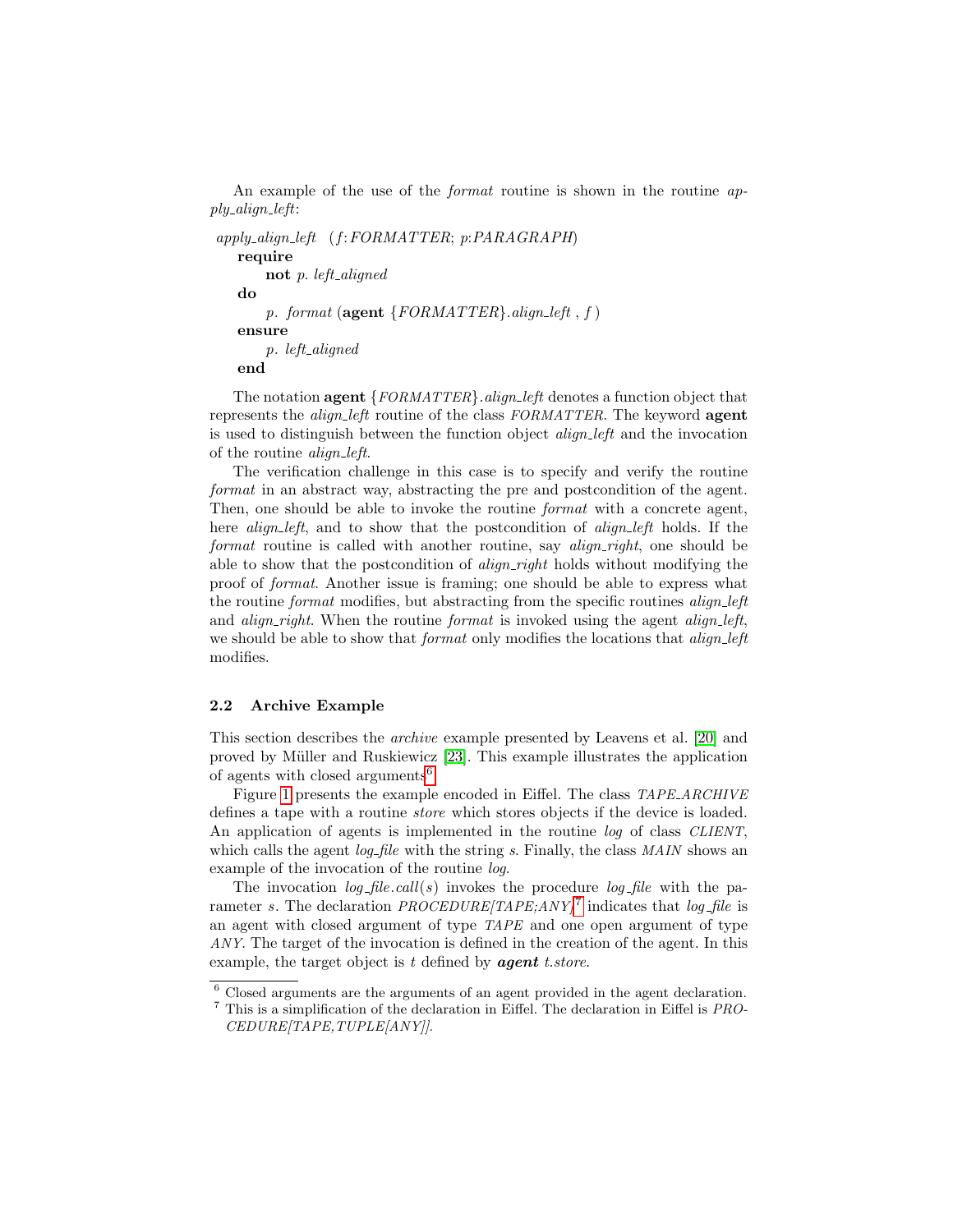An example of the use of the *format* routine is shown in the routine *apply_align_left*:

```
apply_align_left (f: FORMATTER; p:PARAGRAPH)
    require
        not p. left_aligned
    do
        p. format (agent {FORMATTER}.align_left , f )
    ensure
        p. left_aligned
    end
```

The notation **agent** {*FORMATTER*}.*align_left* denotes a function object that represents the *align_left* routine of the class *FORMATTER*. The keyword **agent** is used to distinguish between the function object *align_left* and the invocation of the routine *align_left*.

The verification challenge in this case is to specify and verify the routine *format* in an abstract way, abstracting the pre and postcondition of the agent. Then, one should be able to invoke the routine *format* with a concrete agent, here *align_left*, and to show that the postcondition of *align_left* holds. If the *format* routine is called with another routine, say *align_right*, one should be able to show that the postcondition of *align_right* holds without modifying the proof of *format*. Another issue is framing; one should be able to express what the routine *format* modifies, but abstracting from the specific routines *align_left* and *align_right*. When the routine *format* is invoked using the agent *align_left*, we should be able to show that *format* only modifies the locations that *align_left* modifies.

### 2.2 Archive Example

This section describes the *archive* example presented by Leavens et al. [20] and proved by Müller and Ruskiewicz [23]. This example illustrates the application of agents with closed arguments[6].

Figure 1 presents the example encoded in Eiffel. The class *TAPE_ARCHIVE* defines a tape with a routine *store* which stores objects if the device is loaded. An application of agents is implemented in the routine *log* of class *CLIENT*, which calls the agent *log_file* with the string *s*. Finally, the class *MAIN* shows an example of the invocation of the routine *log*.

The invocation *log_file.call*(*s*) invokes the procedure *log_file* with the parameter *s*. The declaration *PROCEDURE[TAPE;ANY]*[7] indicates that *log_file* is an agent with closed argument of type *TAPE* and one open argument of type *ANY*. The target of the invocation is defined in the creation of the agent. In this example, the target object is *t* defined by ***agent*** *t.store*.

---

[6] Closed arguments are the arguments of an agent provided in the agent declaration.

[7] This is a simplification of the declaration in Eiffel. The declaration in Eiffel is *PROCEDURE[TAPE,TUPLE[ANY]]*.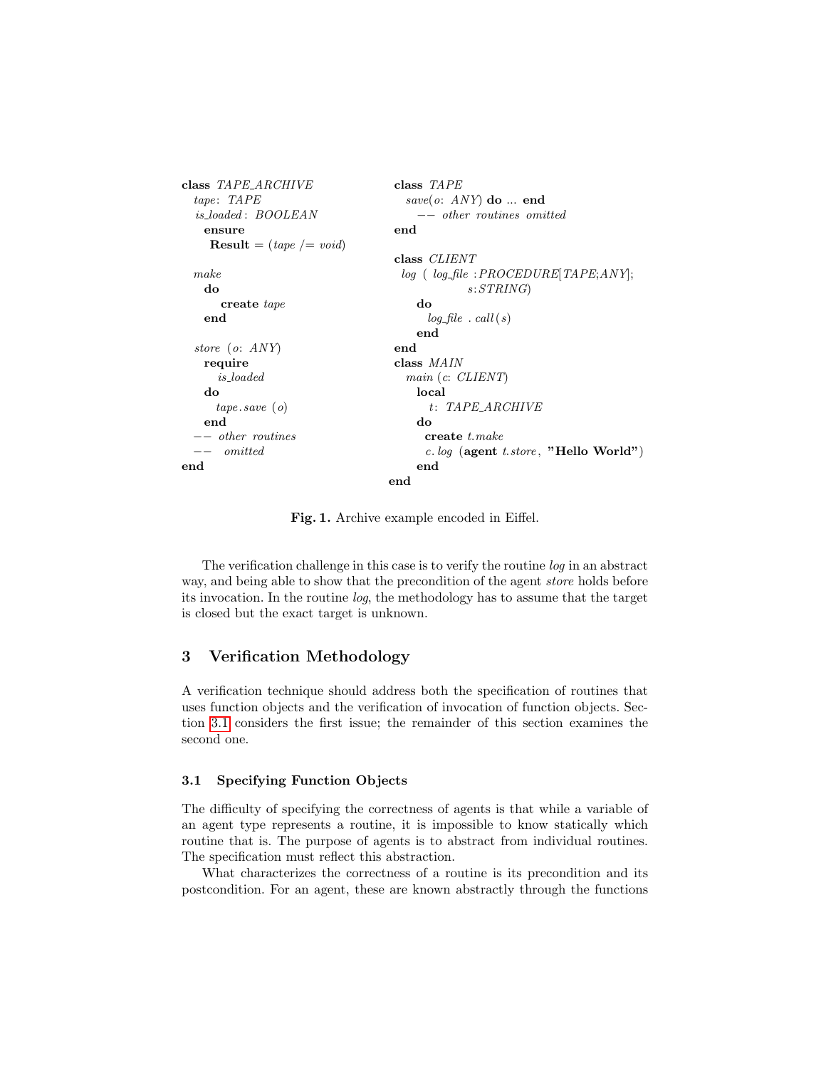```
class TAPE_ARCHIVE
  tape: TAPE
  is_loaded: BOOLEAN
    ensure
      Result = (tape /= void)

  make
    do
        create tape
    end

  store (o: ANY)
    require
       is_loaded
    do
       tape.save (o)
    end
  -- other routines
  --  omitted
end
```

```
class TAPE
  save(o: ANY) do ... end
    -- other routines omitted
end

class CLIENT
 log ( log_file :PROCEDURE[TAPE;ANY];
               s:STRING)
    do
      log_file . call (s)
    end
end
class MAIN
  main (c: CLIENT)
    local
       t: TAPE_ARCHIVE
    do
     create t.make
     c.log (agent t.store, "Hello World")
    end
end
```

**Fig. 1.** Archive example encoded in Eiffel.

The verification challenge in this case is to verify the routine *log* in an abstract way, and being able to show that the precondition of the agent *store* holds before its invocation. In the routine *log*, the methodology has to assume that the target is closed but the exact target is unknown.

## 3 Verification Methodology

A verification technique should address both the specification of routines that uses function objects and the verification of invocation of function objects. Section 3.1 considers the first issue; the remainder of this section examines the second one.

### 3.1 Specifying Function Objects

The difficulty of specifying the correctness of agents is that while a variable of an agent type represents a routine, it is impossible to know statically which routine that is. The purpose of agents is to abstract from individual routines. The specification must reflect this abstraction.

What characterizes the correctness of a routine is its precondition and its postcondition. For an agent, these are known abstractly through the functions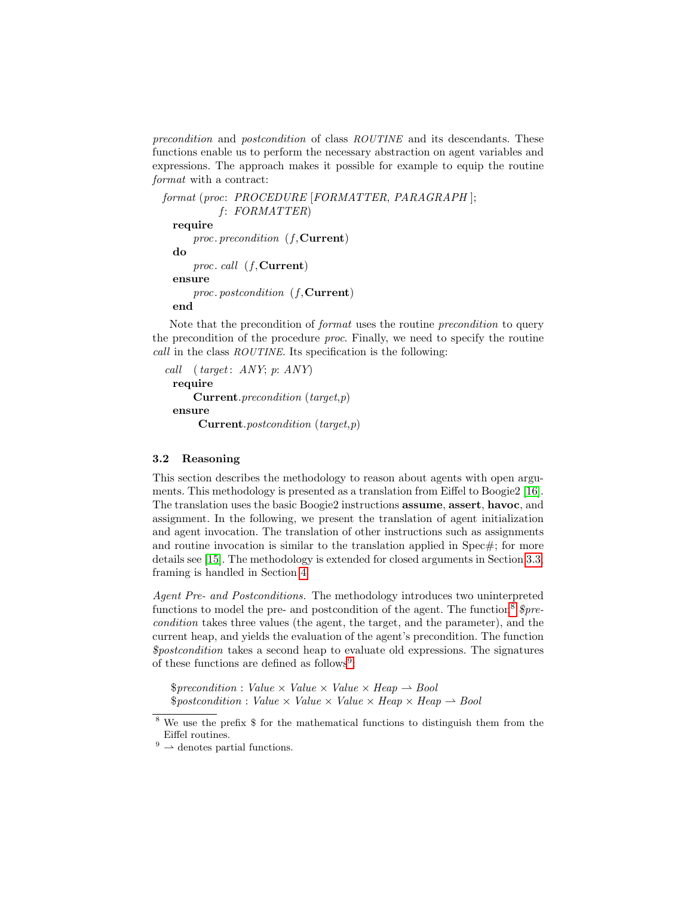*precondition* and *postcondition* of class *ROUTINE* and its descendants. These functions enable us to perform the necessary abstraction on agent variables and expressions. The approach makes it possible for example to equip the routine *format* with a contract:

```
format (proc: PROCEDURE [FORMATTER, PARAGRAPH];
            f: FORMATTER)
    require
        proc.precondition (f,Current)
    do
        proc.call (f,Current)
    ensure
        proc.postcondition (f,Current)
    end
```

Note that the precondition of *format* uses the routine *precondition* to query the precondition of the procedure *proc*. Finally, we need to specify the routine *call* in the class *ROUTINE*. Its specification is the following:

```
call (target: ANY; p: ANY)
    require
        Current.precondition (target,p)
    ensure
        Current.postcondition (target,p)
```

### 3.2 Reasoning

This section describes the methodology to reason about agents with open arguments. This methodology is presented as a translation from Eiffel to Boogie2 [16]. The translation uses the basic Boogie2 instructions **assume**, **assert**, **havoc**, and assignment. In the following, we present the translation of agent initialization and agent invocation. The translation of other instructions such as assignments and routine invocation is similar to the translation applied in Spec#; for more details see [15]. The methodology is extended for closed arguments in Section 3.3, framing is handled in Section 4.

*Agent Pre- and Postconditions.* The methodology introduces two uninterpreted functions to model the pre- and postcondition of the agent. The function[8] *$precondition* takes three values (the agent, the target, and the parameter), and the current heap, and yields the evaluation of the agent's precondition. The function *$postcondition* takes a second heap to evaluate old expressions. The signatures of these functions are defined as follows[9]:

$$\$precondition : Value \times Value \times Value \times Heap \rightharpoonup Bool$$
$$\$postcondition : Value \times Value \times Value \times Heap \times Heap \rightharpoonup Bool$$

[8] We use the prefix $ for the mathematical functions to distinguish them from the Eiffel routines.

[9] $\rightharpoonup$ denotes partial functions.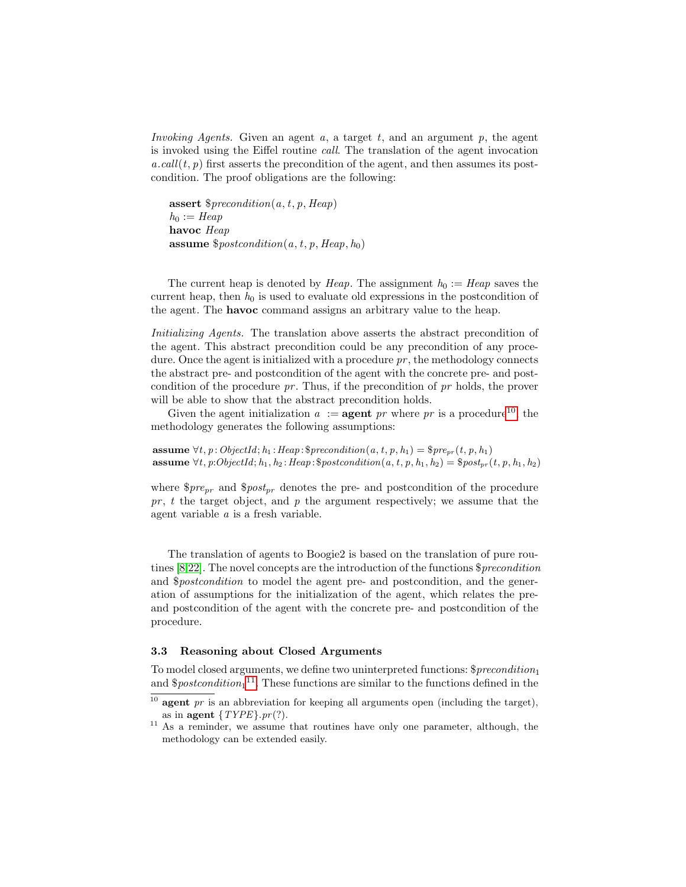*Invoking Agents.* Given an agent $a$, a target $t$, and an argument $p$, the agent is invoked using the Eiffel routine *call*. The translation of the agent invocation $a.call(t, p)$ first asserts the precondition of the agent, and then assumes its postcondition. The proof obligations are the following:

$$
\begin{array}{l}
\textbf{assert } \$precondition(a, t, p, Heap) \\
h_0 := Heap \\
\textbf{havoc } Heap \\
\textbf{assume } \$postcondition(a, t, p, Heap, h_0)
\end{array}
$$

The current heap is denoted by *Heap*. The assignment $h_0 := Heap$ saves the current heap, then $h_0$ is used to evaluate old expressions in the postcondition of the agent. The **havoc** command assigns an arbitrary value to the heap.

*Initializing Agents.* The translation above asserts the abstract precondition of the agent. This abstract precondition could be any precondition of any procedure. Once the agent is initialized with a procedure $pr$, the methodology connects the abstract pre- and postcondition of the agent with the concrete pre- and postcondition of the procedure $pr$. Thus, if the precondition of $pr$ holds, the prover will be able to show that the abstract precondition holds.

Given the agent initialization $a := \textbf{agent } pr$ where $pr$ is a procedure[10], the methodology generates the following assumptions:

$$
\begin{array}{l}
\textbf{assume } \forall t, p : ObjectId; h_1 : Heap : \$precondition(a, t, p, h_1) = \$pre_{pr}(t, p, h_1) \\
\textbf{assume } \forall t, p : ObjectId; h_1, h_2 : Heap : \$postcondition(a, t, p, h_1, h_2) = \$post_{pr}(t, p, h_1, h_2)
\end{array}
$$

where $\$pre_{pr}$ and $\$post_{pr}$ denotes the pre- and postcondition of the procedure $pr$, $t$ the target object, and $p$ the argument respectively; we assume that the agent variable $a$ is a fresh variable.

The translation of agents to Boogie2 is based on the translation of pure routines [8,22]. The novel concepts are the introduction of the functions *\$precondition* and *\$postcondition* to model the agent pre- and postcondition, and the generation of assumptions for the initialization of the agent, which relates the pre- and postcondition of the agent with the concrete pre- and postcondition of the procedure.

### 3.3 Reasoning about Closed Arguments

To model closed arguments, we define two uninterpreted functions: $\$precondition_1$ and $\$postcondition_1$[11]. These functions are similar to the functions defined in the

[10] **agent** *pr* is an abbreviation for keeping all arguments open (including the target), as in **agent** $\{TYPE\}.pr(?)$.

[11] As a reminder, we assume that routines have only one parameter, although, the methodology can be extended easily.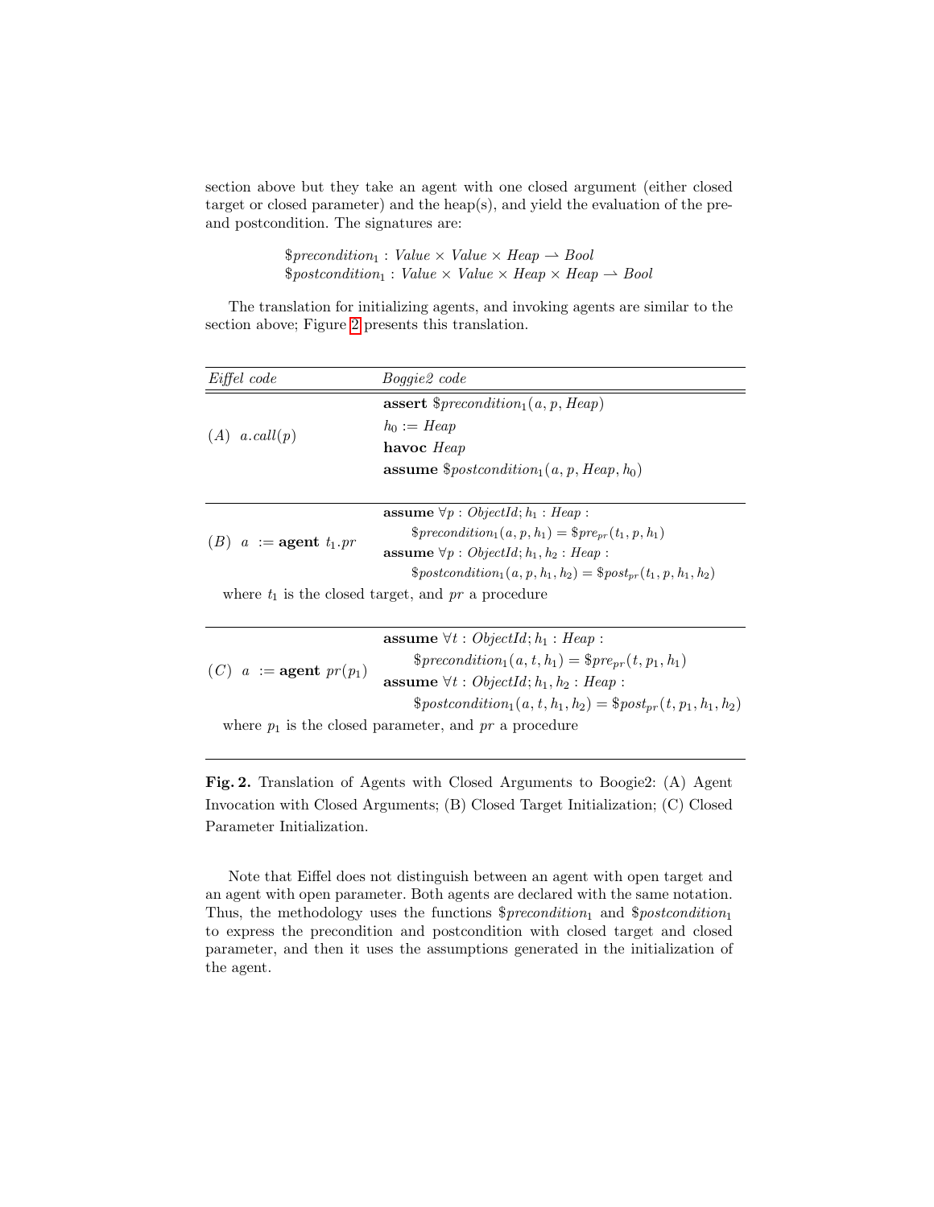section above but they take an agent with one closed argument (either closed target or closed parameter) and the heap(s), and yield the evaluation of the pre- and postcondition. The signatures are:

$$\$precondition_1 : Value \times Value \times Heap \rightharpoonup Bool$$
$$\$postcondition_1 : Value \times Value \times Heap \times Heap \rightharpoonup Bool$$

The translation for initializing agents, and invoking agents are similar to the section above; Figure 2 presents this translation.

| *Eiffel code* | *Boggie2 code* |
|---|---|
| (A) $a.call(p)$ | **assert** $\$precondition_1(a, p, Heap)$ <br> $h_0 := Heap$ <br> **havoc** $Heap$ <br> **assume** $\$postcondition_1(a, p, Heap, h_0)$ |
| (B) $a$ := **agent** $t_1.pr$ | **assume** $\forall p : ObjectId; h_1 : Heap :$ <br> $\$precondition_1(a, p, h_1) = \$pre_{pr}(t_1, p, h_1)$ <br> **assume** $\forall p : ObjectId; h_1, h_2 : Heap :$ <br> $\$postcondition_1(a, p, h_1, h_2) = \$post_{pr}(t_1, p, h_1, h_2)$ |
| where $t_1$ is the closed target, and $pr$ a procedure | |
| (C) $a$ := **agent** $pr(p_1)$ | **assume** $\forall t : ObjectId; h_1 : Heap :$ <br> $\$precondition_1(a, t, h_1) = \$pre_{pr}(t, p_1, h_1)$ <br> **assume** $\forall t : ObjectId; h_1, h_2 : Heap :$ <br> $\$postcondition_1(a, t, h_1, h_2) = \$post_{pr}(t, p_1, h_1, h_2)$ |
| where $p_1$ is the closed parameter, and $pr$ a procedure | |

**Fig. 2.** Translation of Agents with Closed Arguments to Boogie2: (A) Agent Invocation with Closed Arguments; (B) Closed Target Initialization; (C) Closed Parameter Initialization.

Note that Eiffel does not distinguish between an agent with open target and an agent with open parameter. Both agents are declared with the same notation. Thus, the methodology uses the functions $\$precondition_1$ and $\$postcondition_1$ to express the precondition and postcondition with closed target and closed parameter, and then it uses the assumptions generated in the initialization of the agent.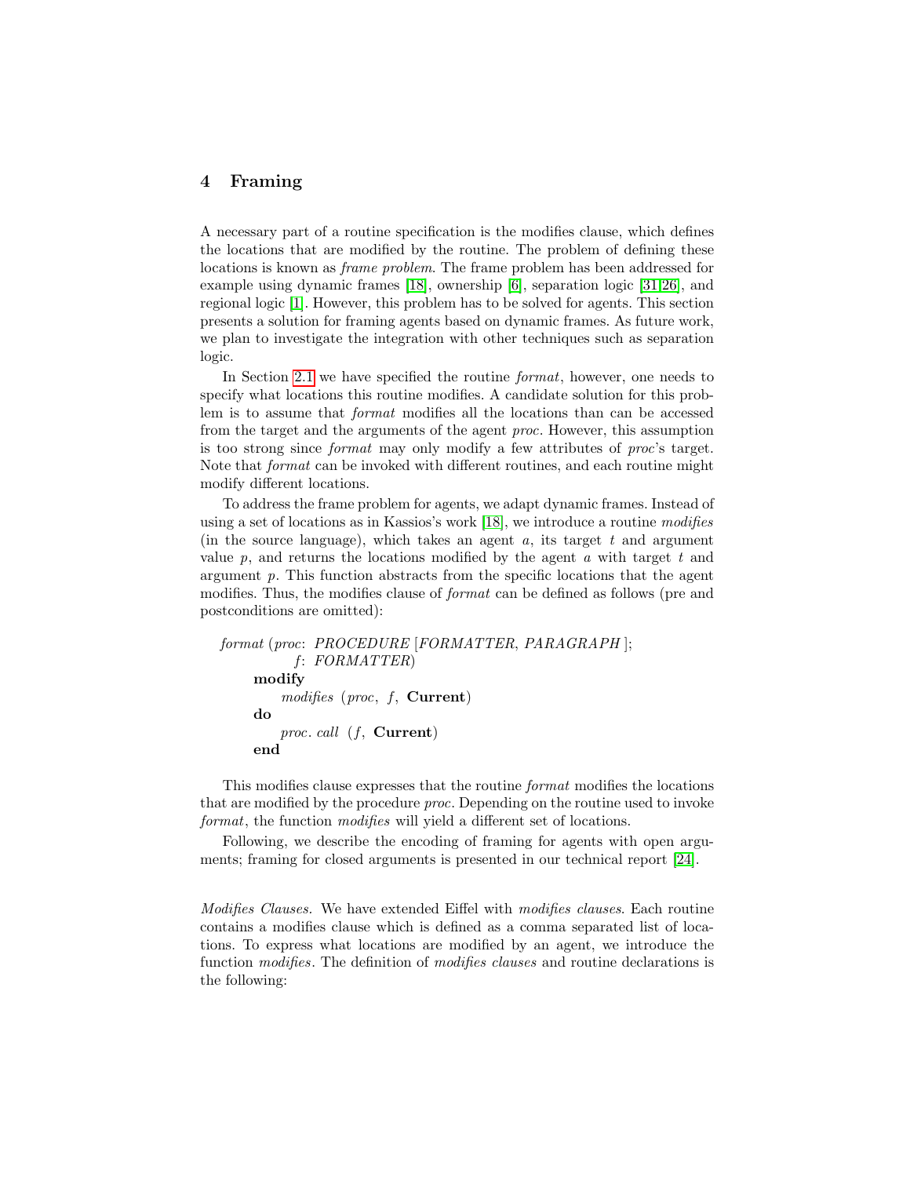## 4 Framing

A necessary part of a routine specification is the modifies clause, which defines the locations that are modified by the routine. The problem of defining these locations is known as *frame problem*. The frame problem has been addressed for example using dynamic frames [18], ownership [6], separation logic [31,26], and regional logic [1]. However, this problem has to be solved for agents. This section presents a solution for framing agents based on dynamic frames. As future work, we plan to investigate the integration with other techniques such as separation logic.

In Section 2.1 we have specified the routine *format*, however, one needs to specify what locations this routine modifies. A candidate solution for this problem is to assume that *format* modifies all the locations than can be accessed from the target and the arguments of the agent *proc*. However, this assumption is too strong since *format* may only modify a few attributes of *proc*'s target. Note that *format* can be invoked with different routines, and each routine might modify different locations.

To address the frame problem for agents, we adapt dynamic frames. Instead of using a set of locations as in Kassios's work [18], we introduce a routine *modifies* (in the source language), which takes an agent $a$, its target $t$ and argument value $p$, and returns the locations modified by the agent $a$ with target $t$ and argument $p$. This function abstracts from the specific locations that the agent modifies. Thus, the modifies clause of *format* can be defined as follows (pre and postconditions are omitted):

```
format (proc: PROCEDURE [FORMATTER, PARAGRAPH];
        f: FORMATTER)
    modify
        modifies (proc, f, Current)
    do
        proc.call (f, Current)
    end
```

This modifies clause expresses that the routine *format* modifies the locations that are modified by the procedure *proc*. Depending on the routine used to invoke *format*, the function *modifies* will yield a different set of locations.

Following, we describe the encoding of framing for agents with open arguments; framing for closed arguments is presented in our technical report [24].

*Modifies Clauses.* We have extended Eiffel with *modifies clauses*. Each routine contains a modifies clause which is defined as a comma separated list of locations. To express what locations are modified by an agent, we introduce the function *modifies*. The definition of *modifies clauses* and routine declarations is the following: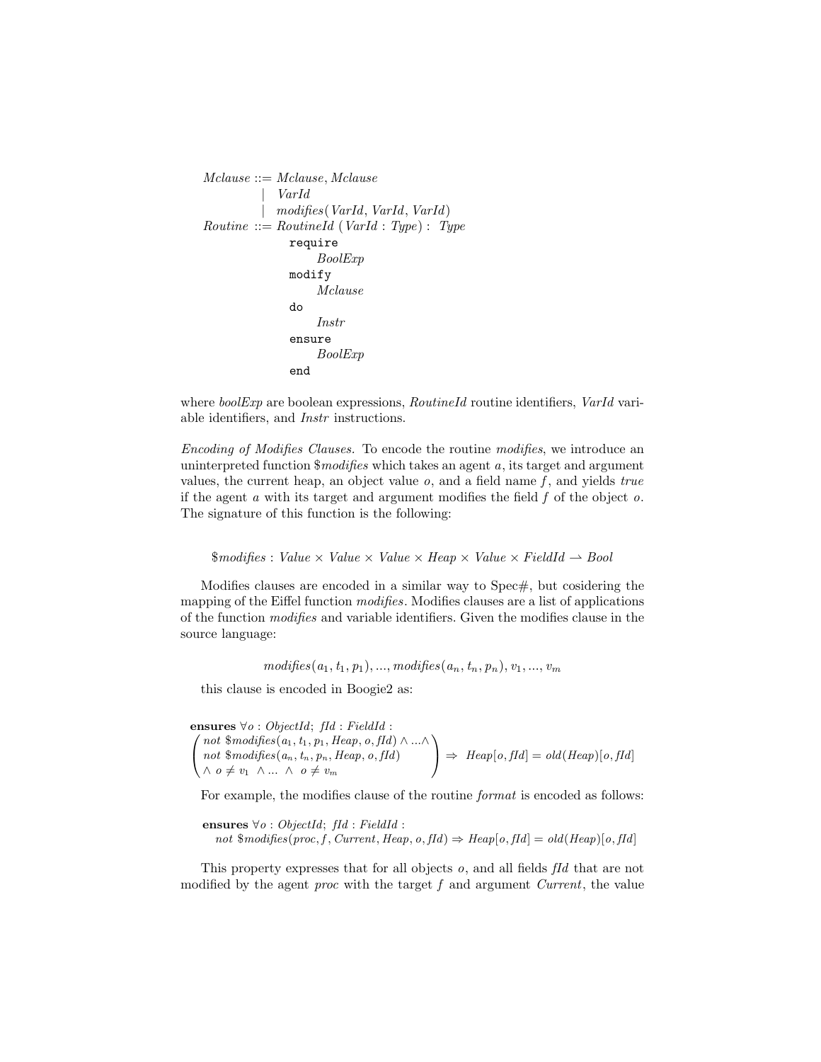$$
\begin{array}{rcl}
\mathit{Mclause} & ::= & \mathit{Mclause}, \mathit{Mclause} \\
& | & \mathit{VarId} \\
& | & \mathit{modifies}(\mathit{VarId}, \mathit{VarId}, \mathit{VarId}) \\
\mathit{Routine} & ::= & \mathit{RoutineId}\ (\mathit{VarId} : \mathit{Type}) :\ \mathit{Type}
\end{array}
$$

```
                require
                     BoolExp
                modify
                     Mclause
                do
                     Instr
                ensure
                     BoolExp
                end
```

where *boolExp* are boolean expressions, *RoutineId* routine identifiers, *VarId* variable identifiers, and *Instr* instructions.

*Encoding of Modifies Clauses.* To encode the routine *modifies*, we introduce an uninterpreted function *\$modifies* which takes an agent $a$, its target and argument values, the current heap, an object value $o$, and a field name $f$, and yields *true* if the agent $a$ with its target and argument modifies the field $f$ of the object $o$. The signature of this function is the following:

$$
\$\mathit{modifies} : \mathit{Value} \times \mathit{Value} \times \mathit{Value} \times \mathit{Heap} \times \mathit{Value} \times \mathit{FieldId} \rightharpoonup \mathit{Bool}
$$

Modifies clauses are encoded in a similar way to Spec#, but cosidering the mapping of the Eiffel function *modifies*. Modifies clauses are a list of applications of the function *modifies* and variable identifiers. Given the modifies clause in the source language:

$$
\mathit{modifies}(a_1, t_1, p_1), ..., \mathit{modifies}(a_n, t_n, p_n), v_1, ..., v_m
$$

this clause is encoded in Boogie2 as:

$$
\begin{array}{l}
\textbf{ensures}\ \forall o : \mathit{ObjectId};\ \mathit{fId} : \mathit{FieldId} : \\
\left(\begin{array}{l}
\mathit{not}\ \$\mathit{modifies}(a_1, t_1, p_1, \mathit{Heap}, o, \mathit{fId}) \wedge ... \wedge \\
\mathit{not}\ \$\mathit{modifies}(a_n, t_n, p_n, \mathit{Heap}, o, \mathit{fId}) \\
\wedge\ o \neq v_1\ \wedge ...\ \wedge\ o \neq v_m
\end{array}\right) \Rightarrow\ \mathit{Heap}[o, \mathit{fId}] = \mathit{old}(\mathit{Heap})[o, \mathit{fId}]
\end{array}
$$

For example, the modifies clause of the routine *format* is encoded as follows:

$$
\begin{array}{l}
\textbf{ensures}\ \forall o : \mathit{ObjectId};\ \mathit{fId} : \mathit{FieldId} : \\
\quad \mathit{not}\ \$\mathit{modifies}(\mathit{proc}, f, \mathit{Current}, \mathit{Heap}, o, \mathit{fId}) \Rightarrow \mathit{Heap}[o, \mathit{fId}] = \mathit{old}(\mathit{Heap})[o, \mathit{fId}]
\end{array}
$$

This property expresses that for all objects $o$, and all fields *fId* that are not modified by the agent *proc* with the target $f$ and argument *Current*, the value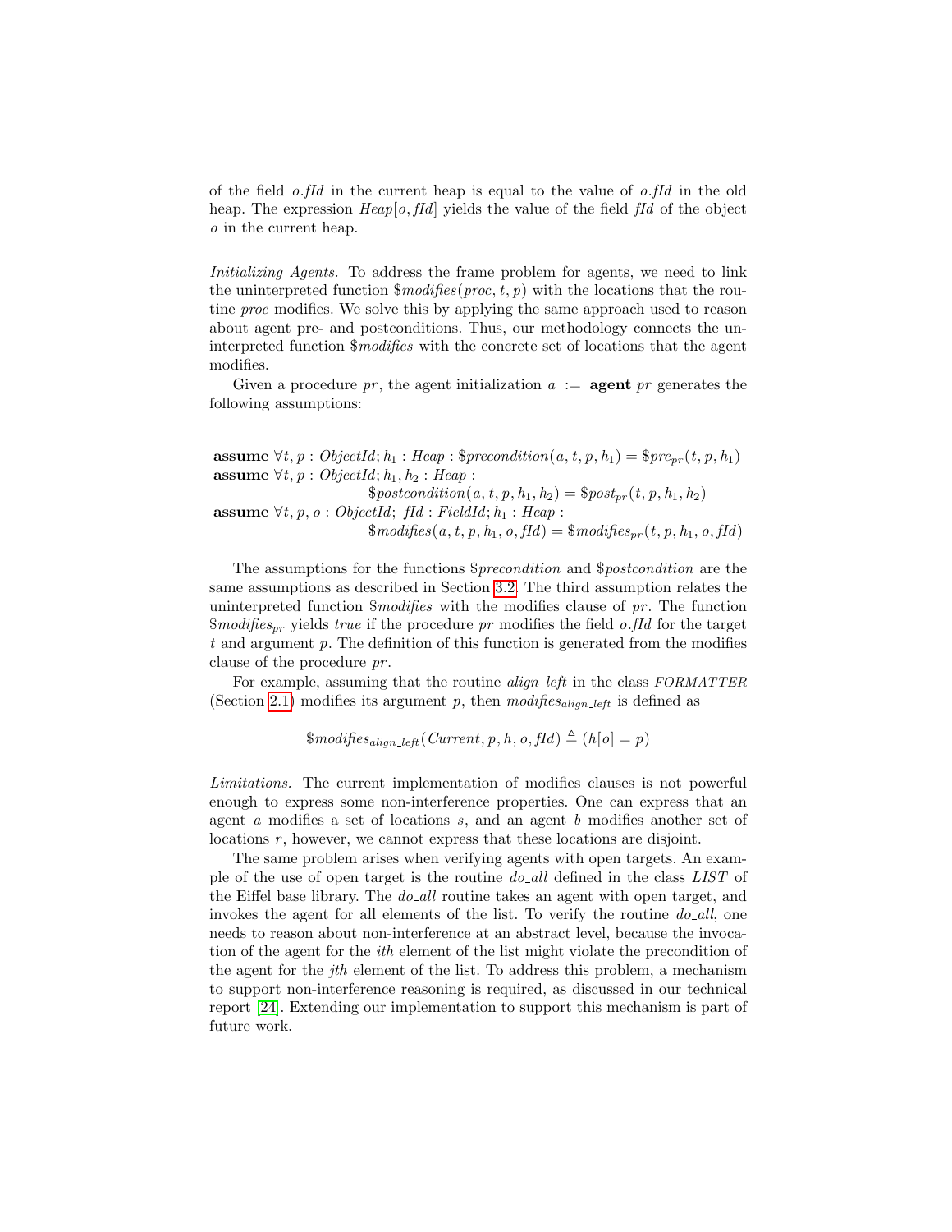of the field $o.fId$ in the current heap is equal to the value of $o.fId$ in the old heap. The expression $Heap[o, fId]$ yields the value of the field $fId$ of the object $o$ in the current heap.

*Initializing Agents.* To address the frame problem for agents, we need to link the uninterpreted function $\$modifies(proc, t, p)$ with the locations that the routine *proc* modifies. We solve this by applying the same approach used to reason about agent pre- and postconditions. Thus, our methodology connects the uninterpreted function $\$modifies$ with the concrete set of locations that the agent modifies.

Given a procedure *pr*, the agent initialization $a$ := **agent** *pr* generates the following assumptions:

$$
\begin{array}{l}
\textbf{assume } \forall t, p : ObjectId; h_1 : Heap : \$precondition(a, t, p, h_1) = \$pre_{pr}(t, p, h_1) \\
\textbf{assume } \forall t, p : ObjectId; h_1, h_2 : Heap : \\
\qquad\qquad\qquad\qquad \$postcondition(a, t, p, h_1, h_2) = \$post_{pr}(t, p, h_1, h_2) \\
\textbf{assume } \forall t, p, o : ObjectId;\ fId : FieldId; h_1 : Heap : \\
\qquad\qquad\qquad\qquad \$modifies(a, t, p, h_1, o, fId) = \$modifies_{pr}(t, p, h_1, o, fId)
\end{array}
$$

The assumptions for the functions $\$precondition$ and $\$postcondition$ are the same assumptions as described in Section 3.2. The third assumption relates the uninterpreted function $\$modifies$ with the modifies clause of *pr*. The function $\$modifies_{pr}$ yields *true* if the procedure *pr* modifies the field $o.fId$ for the target $t$ and argument $p$. The definition of this function is generated from the modifies clause of the procedure *pr*.

For example, assuming that the routine *align_left* in the class *FORMATTER* (Section 2.1) modifies its argument $p$, then $modifies_{align\_left}$ is defined as

$$\$modifies_{align\_left}(Current, p, h, o, fId) \triangleq (h[o] = p)$$

*Limitations.* The current implementation of modifies clauses is not powerful enough to express some non-interference properties. One can express that an agent $a$ modifies a set of locations $s$, and an agent $b$ modifies another set of locations $r$, however, we cannot express that these locations are disjoint.

The same problem arises when verifying agents with open targets. An example of the use of open target is the routine *do_all* defined in the class *LIST* of the Eiffel base library. The *do_all* routine takes an agent with open target, and invokes the agent for all elements of the list. To verify the routine *do_all*, one needs to reason about non-interference at an abstract level, because the invocation of the agent for the *ith* element of the list might violate the precondition of the agent for the *jth* element of the list. To address this problem, a mechanism to support non-interference reasoning is required, as discussed in our technical report [24]. Extending our implementation to support this mechanism is part of future work.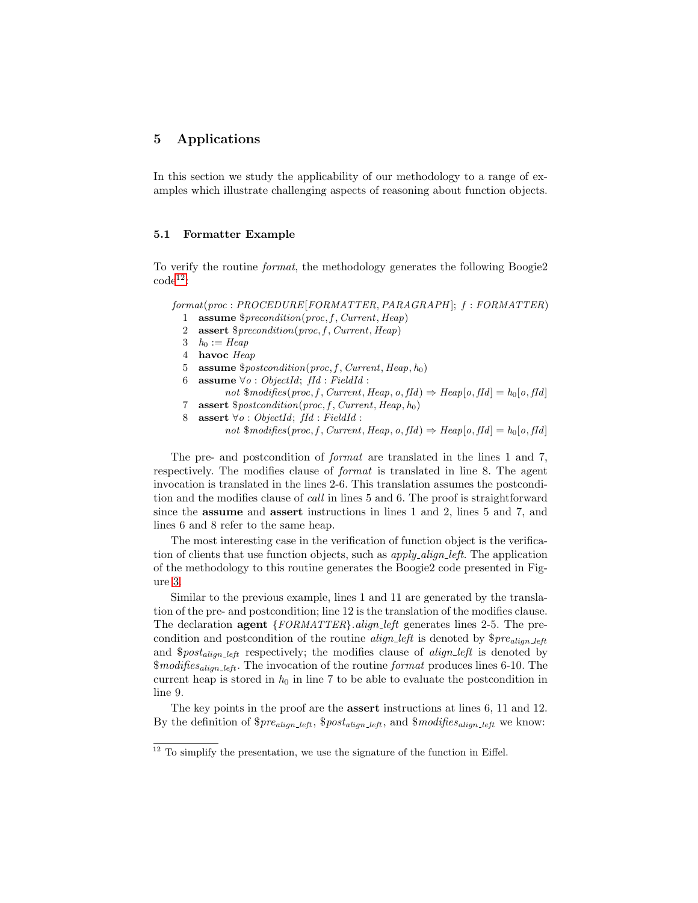## 5 Applications

In this section we study the applicability of our methodology to a range of examples which illustrate challenging aspects of reasoning about function objects.

### 5.1 Formatter Example

To verify the routine *format*, the methodology generates the following Boogie2 code[12]:

```
format(proc : PROCEDURE[FORMATTER, PARAGRAPH]; f : FORMATTER)
  1  assume $precondition(proc, f, Current, Heap)
  2  assert $precondition(proc, f, Current, Heap)
  3  h0 := Heap
  4  havoc Heap
  5  assume $postcondition(proc, f, Current, Heap, h0)
  6  assume ∀o : ObjectId; fId : FieldId :
         not $modifies(proc, f, Current, Heap, o, fId) ⇒ Heap[o, fId] = h0[o, fId]
  7  assert $postcondition(proc, f, Current, Heap, h0)
  8  assert ∀o : ObjectId; fId : FieldId :
         not $modifies(proc, f, Current, Heap, o, fId) ⇒ Heap[o, fId] = h0[o, fId]
```

The pre- and postcondition of *format* are translated in the lines 1 and 7, respectively. The modifies clause of *format* is translated in line 8. The agent invocation is translated in the lines 2-6. This translation assumes the postcondition and the modifies clause of *call* in lines 5 and 6. The proof is straightforward since the **assume** and **assert** instructions in lines 1 and 2, lines 5 and 7, and lines 6 and 8 refer to the same heap.

The most interesting case in the verification of function object is the verification of clients that use function objects, such as *apply_align_left*. The application of the methodology to this routine generates the Boogie2 code presented in Figure 3.

Similar to the previous example, lines 1 and 11 are generated by the translation of the pre- and postcondition; line 12 is the translation of the modifies clause. The declaration **agent** {*FORMATTER*}.*align_left* generates lines 2-5. The precondition and postcondition of the routine *align_left* is denoted by $\$pre_{align\_left}$ and $\$post_{align\_left}$ respectively; the modifies clause of *align_left* is denoted by $\$modifies_{align\_left}$. The invocation of the routine *format* produces lines 6-10. The current heap is stored in $h_0$ in line 7 to be able to evaluate the postcondition in line 9.

The key points in the proof are the **assert** instructions at lines 6, 11 and 12. By the definition of $\$pre_{align\_left}$, $\$post_{align\_left}$, and $\$modifies_{align\_left}$ we know:

---

[12] To simplify the presentation, we use the signature of the function in Eiffel.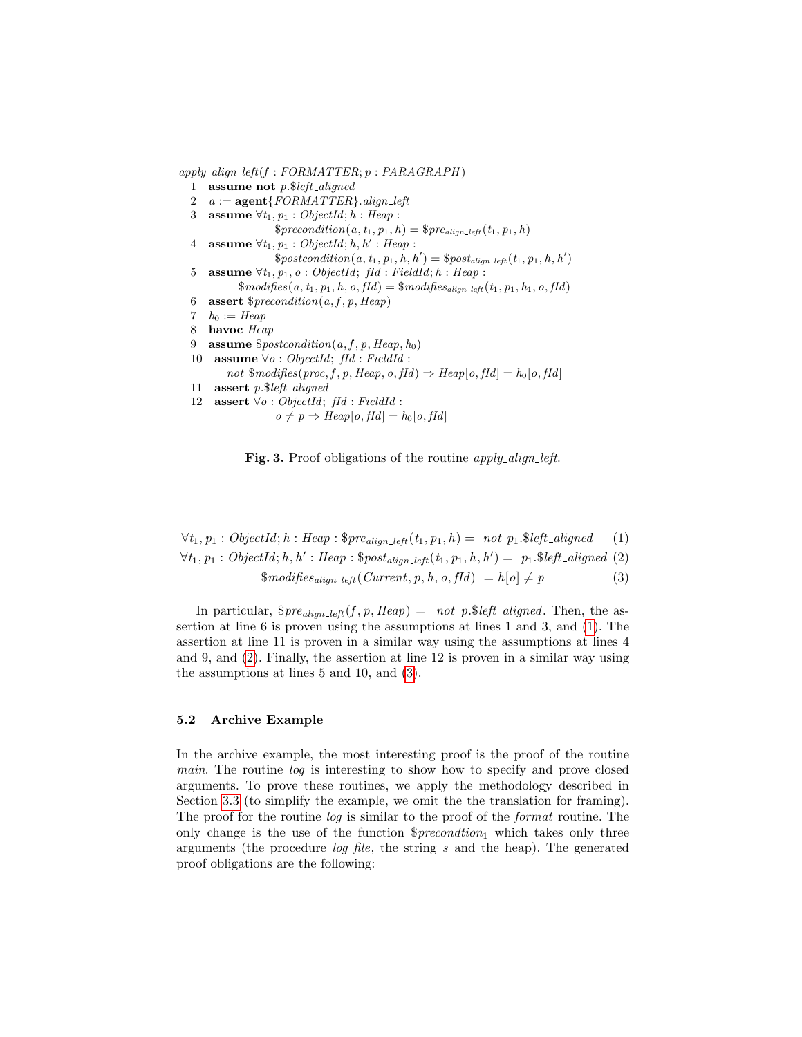```
apply_align_left(f : FORMATTER; p : PARAGRAPH)
  1  assume not p.$left_aligned
  2  a := agent{FORMATTER}.align_left
  3  assume ∀t1, p1 : ObjectId; h : Heap :
                 $precondition(a, t1, p1, h) = $pre_align_left(t1, p1, h)
  4  assume ∀t1, p1 : ObjectId; h, h' : Heap :
                 $postcondition(a, t1, p1, h, h') = $post_align_left(t1, p1, h, h')
  5  assume ∀t1, p1, o : ObjectId; fId : FieldId; h : Heap :
         $modifies(a, t1, p1, h, o, fId) = $modifies_align_left(t1, p1, h1, o, fId)
  6  assert $precondition(a, f, p, Heap)
  7  h0 := Heap
  8  havoc Heap
  9  assume $postcondition(a, f, p, Heap, h0)
  10  assume ∀o : ObjectId; fId : FieldId :
         not $modifies(proc, f, p, Heap, o, fId) ⇒ Heap[o, fId] = h0[o, fId]
  11  assert p.$left_aligned
  12  assert ∀o : ObjectId; fId : FieldId :
                 o ≠ p ⇒ Heap[o, fId] = h0[o, fId]
```

**Fig. 3.** Proof obligations of the routine *apply_align_left*.

$$\forall t_1, p_1 : ObjectId; h : Heap : \$pre_{align\_left}(t_1, p_1, h) = \ not\ p_1.\$left\_aligned \tag{1}$$

$$\forall t_1, p_1 : ObjectId; h, h' : Heap : \$post_{align\_left}(t_1, p_1, h, h') = \ p_1.\$left\_aligned \tag{2}$$

$$\$modifies_{align\_left}(Current, p, h, o, fId) \ = h[o] \neq p \tag{3}$$

In particular, $\$pre_{align\_left}(f, p, Heap) = \ not\ p.\$left\_aligned$. Then, the assertion at line 6 is proven using the assumptions at lines 1 and 3, and (1). The assertion at line 11 is proven in a similar way using the assumptions at lines 4 and 9, and (2). Finally, the assertion at line 12 is proven in a similar way using the assumptions at lines 5 and 10, and (3).

### 5.2 Archive Example

In the archive example, the most interesting proof is the proof of the routine *main*. The routine *log* is interesting to show how to specify and prove closed arguments. To prove these routines, we apply the methodology described in Section 3.3 (to simplify the example, we omit the the translation for framing). The proof for the routine *log* is similar to the proof of the *format* routine. The only change is the use of the function $\$precondtion_1$ which takes only three arguments (the procedure *log_file*, the string *s* and the heap). The generated proof obligations are the following: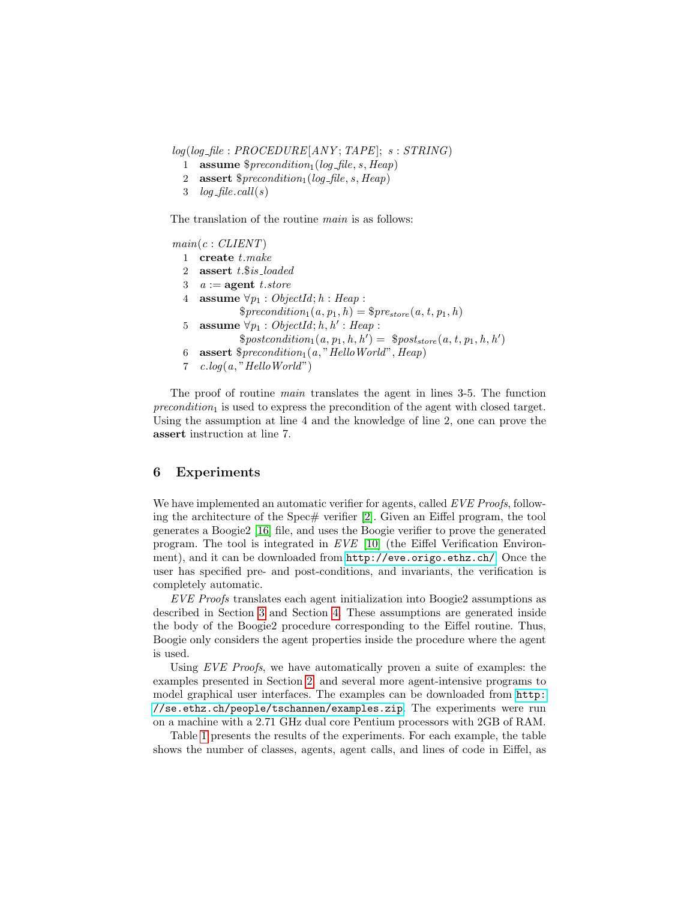$log(log\_file : PROCEDURE[ANY; TAPE];\ s : STRING)$

1 **assume** $\$precondition_1(log\_file, s, Heap)$
2 **assert** $\$precondition_1(log\_file, s, Heap)$
3 $log\_file.call(s)$

The translation of the routine *main* is as follows:

$main(c : CLIENT)$

1 **create** $t.make$
2 **assert** $t.\$is\_loaded$
3 $a :=$ **agent** $t.store$
4 **assume** $\forall p_1 : ObjectId; h : Heap :$
$\quad \$precondition_1(a, p_1, h) = \$pre_{store}(a, t, p_1, h)$
5 **assume** $\forall p_1 : ObjectId; h, h' : Heap :$
$\quad \$postcondition_1(a, p_1, h, h') = \ \$post_{store}(a, t, p_1, h, h')$
6 **assert** $\$precondition_1(a, "HelloWorld", Heap)$
7 $c.log(a, "HelloWorld")$

The proof of routine *main* translates the agent in lines 3-5. The function $precondition_1$ is used to express the precondition of the agent with closed target. Using the assumption at line 4 and the knowledge of line 2, one can prove the **assert** instruction at line 7.

## 6 Experiments

We have implemented an automatic verifier for agents, called *EVE Proofs*, following the architecture of the Spec# verifier [2]. Given an Eiffel program, the tool generates a Boogie2 [16] file, and uses the Boogie verifier to prove the generated program. The tool is integrated in *EVE* [10] (the Eiffel Verification Environment), and it can be downloaded from http://eve.origo.ethz.ch/. Once the user has specified pre- and post-conditions, and invariants, the verification is completely automatic.

*EVE Proofs* translates each agent initialization into Boogie2 assumptions as described in Section 3 and Section 4. These assumptions are generated inside the body of the Boogie2 procedure corresponding to the Eiffel routine. Thus, Boogie only considers the agent properties inside the procedure where the agent is used.

Using *EVE Proofs*, we have automatically proven a suite of examples: the examples presented in Section 2, and several more agent-intensive programs to model graphical user interfaces. The examples can be downloaded from http://se.ethz.ch/people/tschannen/examples.zip. The experiments were run on a machine with a 2.71 GHz dual core Pentium processors with 2GB of RAM.

Table 1 presents the results of the experiments. For each example, the table shows the number of classes, agents, agent calls, and lines of code in Eiffel, as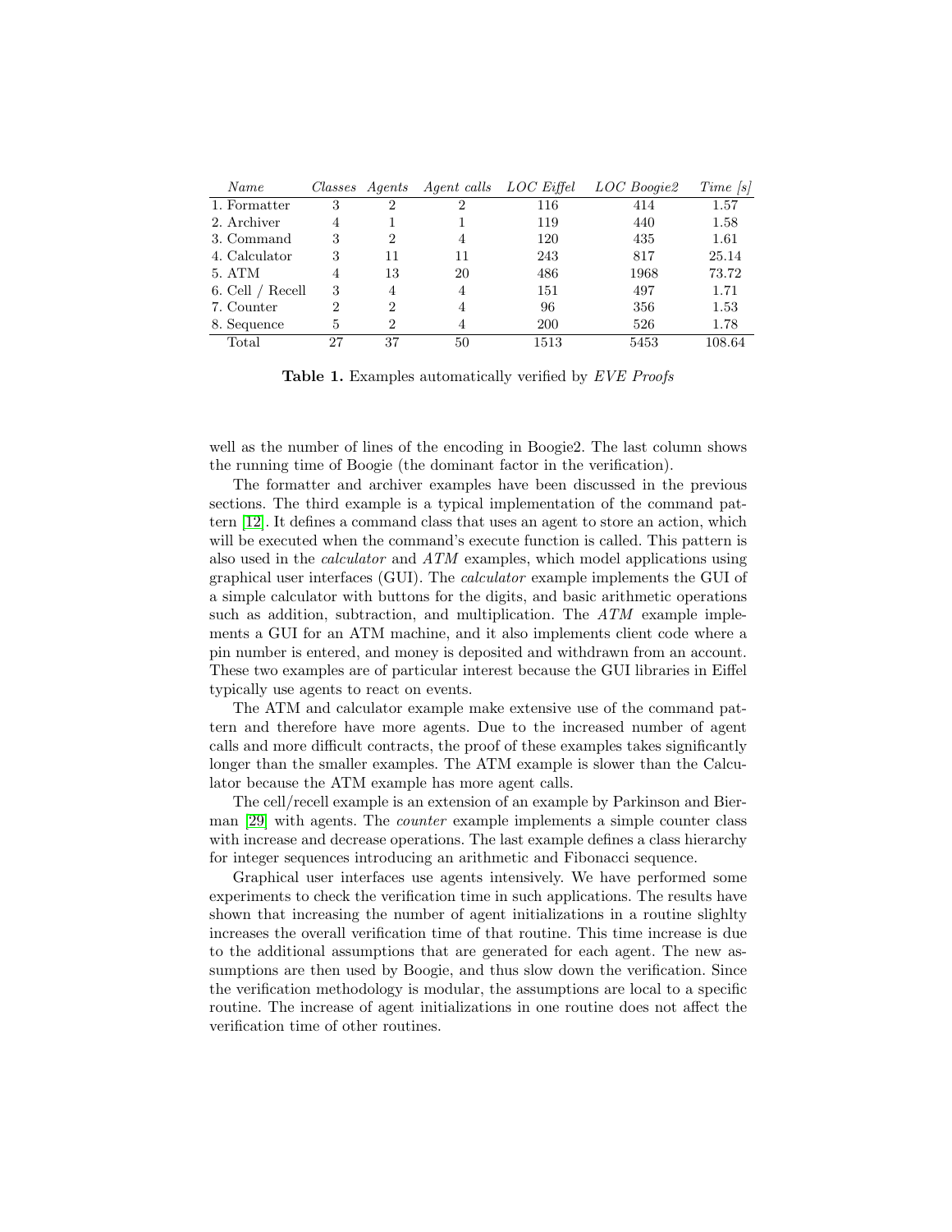| *Name* | *Classes* | *Agents* | *Agent calls* | *LOC Eiffel* | *LOC Boogie2* | *Time [s]* |
|---|---|---|---|---|---|---|
| 1. Formatter | 3 | 2 | 2 | 116 | 414 | 1.57 |
| 2. Archiver | 4 | 1 | 1 | 119 | 440 | 1.58 |
| 3. Command | 3 | 2 | 4 | 120 | 435 | 1.61 |
| 4. Calculator | 3 | 11 | 11 | 243 | 817 | 25.14 |
| 5. ATM | 4 | 13 | 20 | 486 | 1968 | 73.72 |
| 6. Cell / Recell | 3 | 4 | 4 | 151 | 497 | 1.71 |
| 7. Counter | 2 | 2 | 4 | 96 | 356 | 1.53 |
| 8. Sequence | 5 | 2 | 4 | 200 | 526 | 1.78 |
| Total | 27 | 37 | 50 | 1513 | 5453 | 108.64 |

**Table 1.** Examples automatically verified by *EVE Proofs*

well as the number of lines of the encoding in Boogie2. The last column shows the running time of Boogie (the dominant factor in the verification).

The formatter and archiver examples have been discussed in the previous sections. The third example is a typical implementation of the command pattern [12]. It defines a command class that uses an agent to store an action, which will be executed when the command's execute function is called. This pattern is also used in the *calculator* and *ATM* examples, which model applications using graphical user interfaces (GUI). The *calculator* example implements the GUI of a simple calculator with buttons for the digits, and basic arithmetic operations such as addition, subtraction, and multiplication. The *ATM* example implements a GUI for an ATM machine, and it also implements client code where a pin number is entered, and money is deposited and withdrawn from an account. These two examples are of particular interest because the GUI libraries in Eiffel typically use agents to react on events.

The ATM and calculator example make extensive use of the command pattern and therefore have more agents. Due to the increased number of agent calls and more difficult contracts, the proof of these examples takes significantly longer than the smaller examples. The ATM example is slower than the Calculator because the ATM example has more agent calls.

The cell/recell example is an extension of an example by Parkinson and Bierman [29] with agents. The *counter* example implements a simple counter class with increase and decrease operations. The last example defines a class hierarchy for integer sequences introducing an arithmetic and Fibonacci sequence.

Graphical user interfaces use agents intensively. We have performed some experiments to check the verification time in such applications. The results have shown that increasing the number of agent initializations in a routine slighlty increases the overall verification time of that routine. This time increase is due to the additional assumptions that are generated for each agent. The new assumptions are then used by Boogie, and thus slow down the verification. Since the verification methodology is modular, the assumptions are local to a specific routine. The increase of agent initializations in one routine does not affect the verification time of other routines.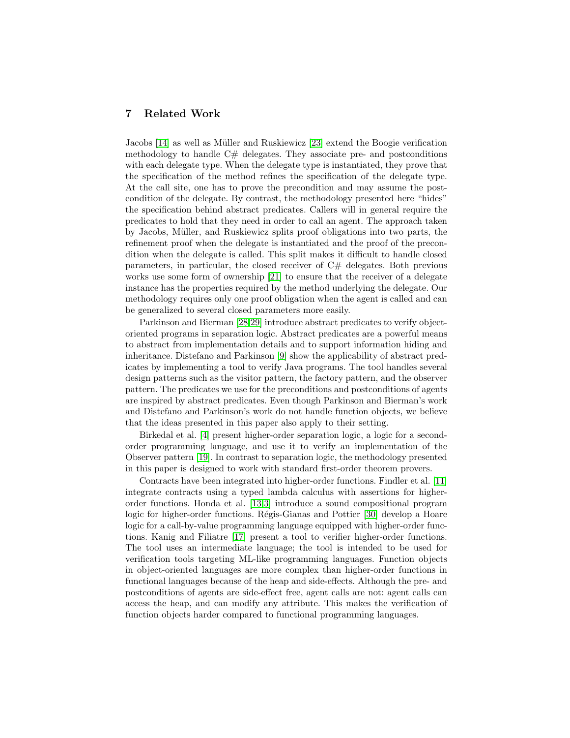## 7 Related Work

Jacobs [14] as well as Müller and Ruskiewicz [23] extend the Boogie verification methodology to handle C# delegates. They associate pre- and postconditions with each delegate type. When the delegate type is instantiated, they prove that the specification of the method refines the specification of the delegate type. At the call site, one has to prove the precondition and may assume the postcondition of the delegate. By contrast, the methodology presented here "hides" the specification behind abstract predicates. Callers will in general require the predicates to hold that they need in order to call an agent. The approach taken by Jacobs, Müller, and Ruskiewicz splits proof obligations into two parts, the refinement proof when the delegate is instantiated and the proof of the precondition when the delegate is called. This split makes it difficult to handle closed parameters, in particular, the closed receiver of C# delegates. Both previous works use some form of ownership [21] to ensure that the receiver of a delegate instance has the properties required by the method underlying the delegate. Our methodology requires only one proof obligation when the agent is called and can be generalized to several closed parameters more easily.

Parkinson and Bierman [28,29] introduce abstract predicates to verify object-oriented programs in separation logic. Abstract predicates are a powerful means to abstract from implementation details and to support information hiding and inheritance. Distefano and Parkinson [9] show the applicability of abstract predicates by implementing a tool to verify Java programs. The tool handles several design patterns such as the visitor pattern, the factory pattern, and the observer pattern. The predicates we use for the preconditions and postconditions of agents are inspired by abstract predicates. Even though Parkinson and Bierman's work and Distefano and Parkinson's work do not handle function objects, we believe that the ideas presented in this paper also apply to their setting.

Birkedal et al. [4] present higher-order separation logic, a logic for a second-order programming language, and use it to verify an implementation of the Observer pattern [19]. In contrast to separation logic, the methodology presented in this paper is designed to work with standard first-order theorem provers.

Contracts have been integrated into higher-order functions. Findler et al. [11] integrate contracts using a typed lambda calculus with assertions for higher-order functions. Honda et al. [13,3] introduce a sound compositional program logic for higher-order functions. Régis-Gianas and Pottier [30] develop a Hoare logic for a call-by-value programming language equipped with higher-order functions. Kanig and Filiatre [17] present a tool to verifier higher-order functions. The tool uses an intermediate language; the tool is intended to be used for verification tools targeting ML-like programming languages. Function objects in object-oriented languages are more complex than higher-order functions in functional languages because of the heap and side-effects. Although the pre- and postconditions of agents are side-effect free, agent calls are not: agent calls can access the heap, and can modify any attribute. This makes the verification of function objects harder compared to functional programming languages.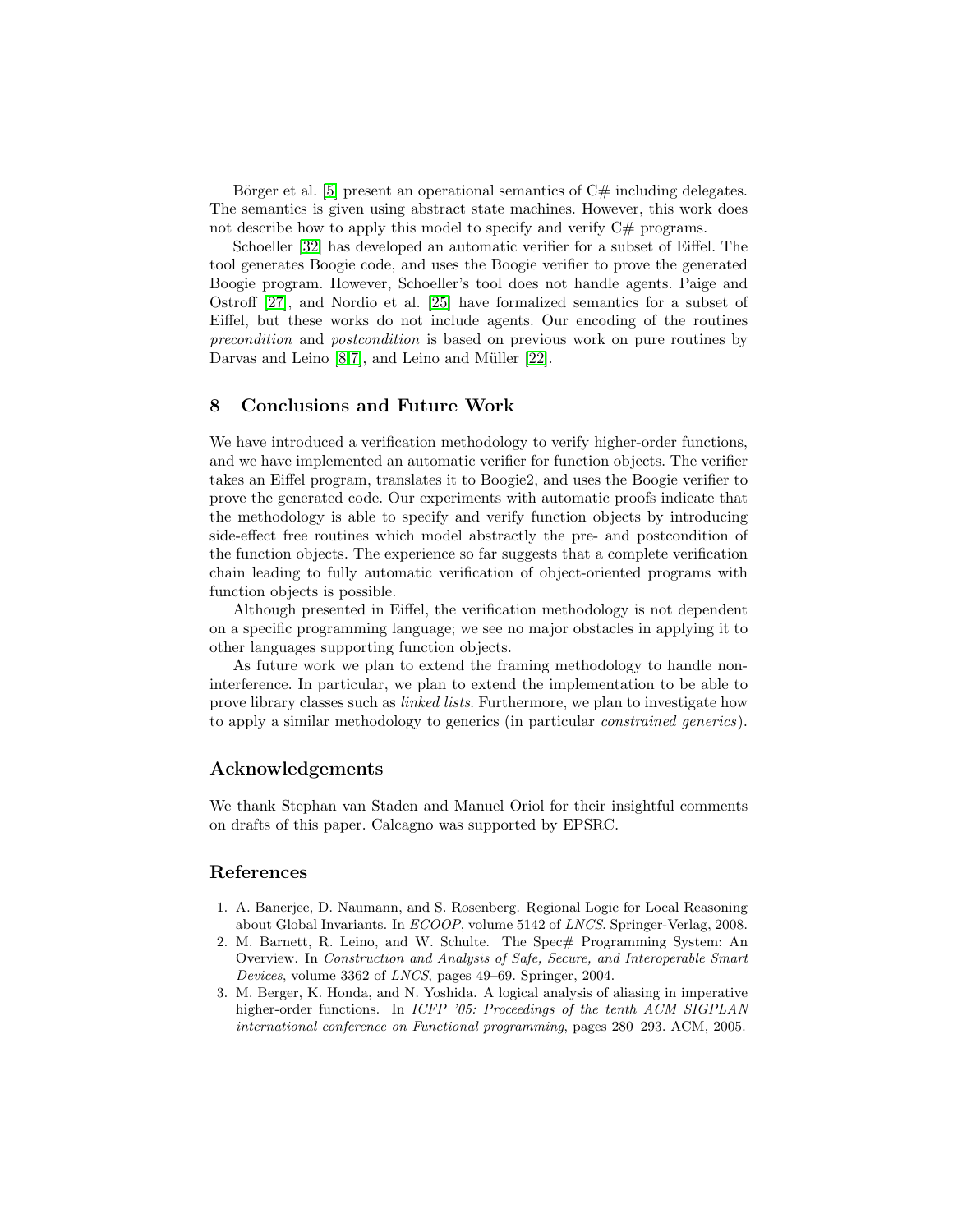Börger et al. [5] present an operational semantics of C# including delegates. The semantics is given using abstract state machines. However, this work does not describe how to apply this model to specify and verify C# programs.

Schoeller [32] has developed an automatic verifier for a subset of Eiffel. The tool generates Boogie code, and uses the Boogie verifier to prove the generated Boogie program. However, Schoeller's tool does not handle agents. Paige and Ostroff [27], and Nordio et al. [25] have formalized semantics for a subset of Eiffel, but these works do not include agents. Our encoding of the routines *precondition* and *postcondition* is based on previous work on pure routines by Darvas and Leino [8,7], and Leino and Müller [22].

## 8 Conclusions and Future Work

We have introduced a verification methodology to verify higher-order functions, and we have implemented an automatic verifier for function objects. The verifier takes an Eiffel program, translates it to Boogie2, and uses the Boogie verifier to prove the generated code. Our experiments with automatic proofs indicate that the methodology is able to specify and verify function objects by introducing side-effect free routines which model abstractly the pre- and postcondition of the function objects. The experience so far suggests that a complete verification chain leading to fully automatic verification of object-oriented programs with function objects is possible.

Although presented in Eiffel, the verification methodology is not dependent on a specific programming language; we see no major obstacles in applying it to other languages supporting function objects.

As future work we plan to extend the framing methodology to handle non-interference. In particular, we plan to extend the implementation to be able to prove library classes such as *linked lists*. Furthermore, we plan to investigate how to apply a similar methodology to generics (in particular *constrained generics*).

## Acknowledgements

We thank Stephan van Staden and Manuel Oriol for their insightful comments on drafts of this paper. Calcagno was supported by EPSRC.

## References

1. A. Banerjee, D. Naumann, and S. Rosenberg. Regional Logic for Local Reasoning about Global Invariants. In *ECOOP*, volume 5142 of *LNCS*. Springer-Verlag, 2008.
2. M. Barnett, R. Leino, and W. Schulte. The Spec# Programming System: An Overview. In *Construction and Analysis of Safe, Secure, and Interoperable Smart Devices*, volume 3362 of *LNCS*, pages 49–69. Springer, 2004.
3. M. Berger, K. Honda, and N. Yoshida. A logical analysis of aliasing in imperative higher-order functions. In *ICFP '05: Proceedings of the tenth ACM SIGPLAN international conference on Functional programming*, pages 280–293. ACM, 2005.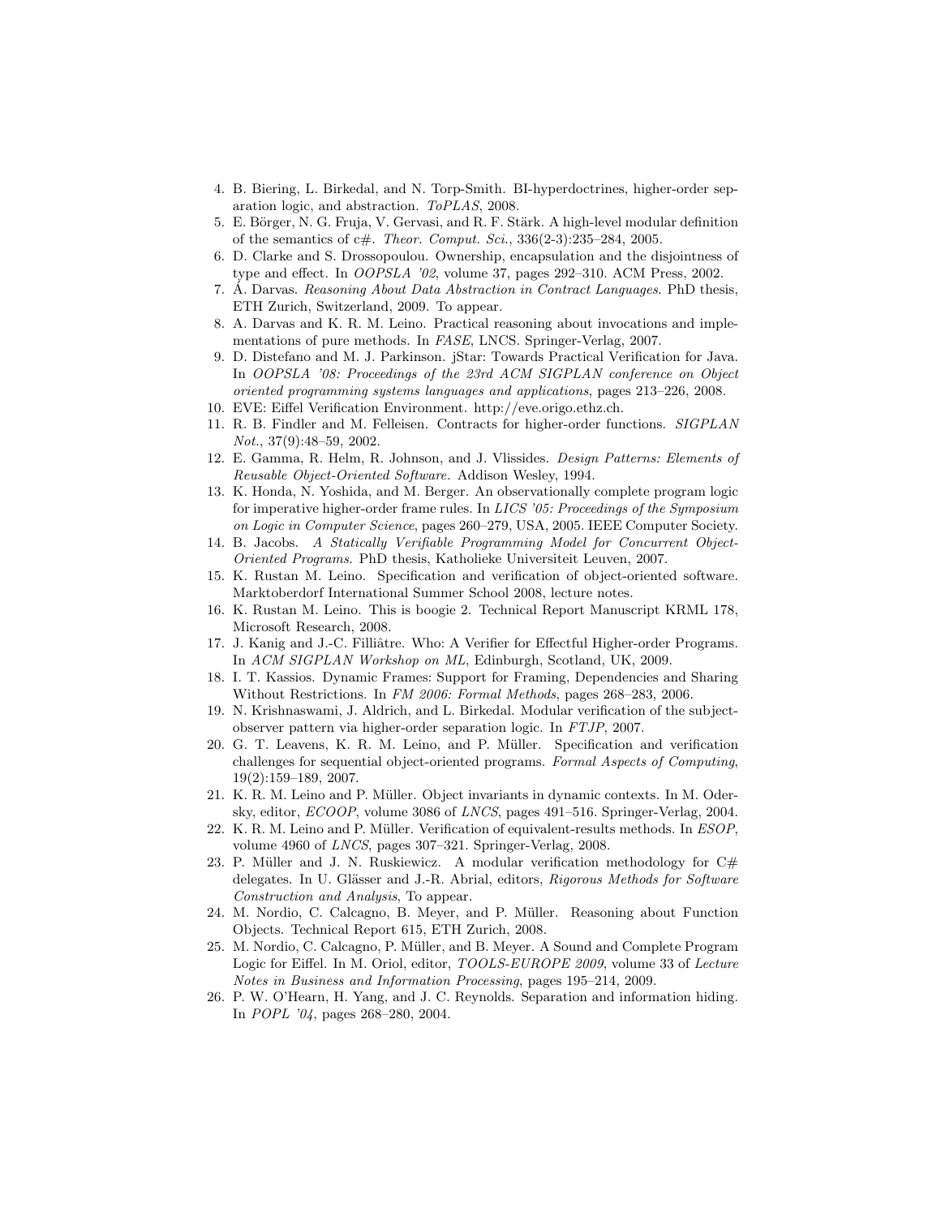4. B. Biering, L. Birkedal, and N. Torp-Smith. BI-hyperdoctrines, higher-order separation logic, and abstraction. *ToPLAS*, 2008.
5. E. Börger, N. G. Fruja, V. Gervasi, and R. F. Stärk. A high-level modular definition of the semantics of c#. *Theor. Comput. Sci.*, 336(2-3):235–284, 2005.
6. D. Clarke and S. Drossopoulou. Ownership, encapsulation and the disjointness of type and effect. In *OOPSLA '02*, volume 37, pages 292–310. ACM Press, 2002.
7. Á. Darvas. *Reasoning About Data Abstraction in Contract Languages*. PhD thesis, ETH Zurich, Switzerland, 2009. To appear.
8. A. Darvas and K. R. M. Leino. Practical reasoning about invocations and implementations of pure methods. In *FASE*, LNCS. Springer-Verlag, 2007.
9. D. Distefano and M. J. Parkinson. jStar: Towards Practical Verification for Java. In *OOPSLA '08: Proceedings of the 23rd ACM SIGPLAN conference on Object oriented programming systems languages and applications*, pages 213–226, 2008.
10. EVE: Eiffel Verification Environment. http://eve.origo.ethz.ch.
11. R. B. Findler and M. Felleisen. Contracts for higher-order functions. *SIGPLAN Not.*, 37(9):48–59, 2002.
12. E. Gamma, R. Helm, R. Johnson, and J. Vlissides. *Design Patterns: Elements of Reusable Object-Oriented Software*. Addison Wesley, 1994.
13. K. Honda, N. Yoshida, and M. Berger. An observationally complete program logic for imperative higher-order frame rules. In *LICS '05: Proceedings of the Symposium on Logic in Computer Science*, pages 260–279, USA, 2005. IEEE Computer Society.
14. B. Jacobs. *A Statically Verifiable Programming Model for Concurrent Object-Oriented Programs*. PhD thesis, Katholieke Universiteit Leuven, 2007.
15. K. Rustan M. Leino. Specification and verification of object-oriented software. Marktoberdorf International Summer School 2008, lecture notes.
16. K. Rustan M. Leino. This is boogie 2. Technical Report Manuscript KRML 178, Microsoft Research, 2008.
17. J. Kanig and J.-C. Filliâtre. Who: A Verifier for Effectful Higher-order Programs. In *ACM SIGPLAN Workshop on ML*, Edinburgh, Scotland, UK, 2009.
18. I. T. Kassios. Dynamic Frames: Support for Framing, Dependencies and Sharing Without Restrictions. In *FM 2006: Formal Methods*, pages 268–283, 2006.
19. N. Krishnaswami, J. Aldrich, and L. Birkedal. Modular verification of the subject-observer pattern via higher-order separation logic. In *FTJP*, 2007.
20. G. T. Leavens, K. R. M. Leino, and P. Müller. Specification and verification challenges for sequential object-oriented programs. *Formal Aspects of Computing*, 19(2):159–189, 2007.
21. K. R. M. Leino and P. Müller. Object invariants in dynamic contexts. In M. Odersky, editor, *ECOOP*, volume 3086 of *LNCS*, pages 491–516. Springer-Verlag, 2004.
22. K. R. M. Leino and P. Müller. Verification of equivalent-results methods. In *ESOP*, volume 4960 of *LNCS*, pages 307–321. Springer-Verlag, 2008.
23. P. Müller and J. N. Ruskiewicz. A modular verification methodology for C# delegates. In U. Glässer and J.-R. Abrial, editors, *Rigorous Methods for Software Construction and Analysis*, To appear.
24. M. Nordio, C. Calcagno, B. Meyer, and P. Müller. Reasoning about Function Objects. Technical Report 615, ETH Zurich, 2008.
25. M. Nordio, C. Calcagno, P. Müller, and B. Meyer. A Sound and Complete Program Logic for Eiffel. In M. Oriol, editor, *TOOLS-EUROPE 2009*, volume 33 of *Lecture Notes in Business and Information Processing*, pages 195–214, 2009.
26. P. W. O'Hearn, H. Yang, and J. C. Reynolds. Separation and information hiding. In *POPL '04*, pages 268–280, 2004.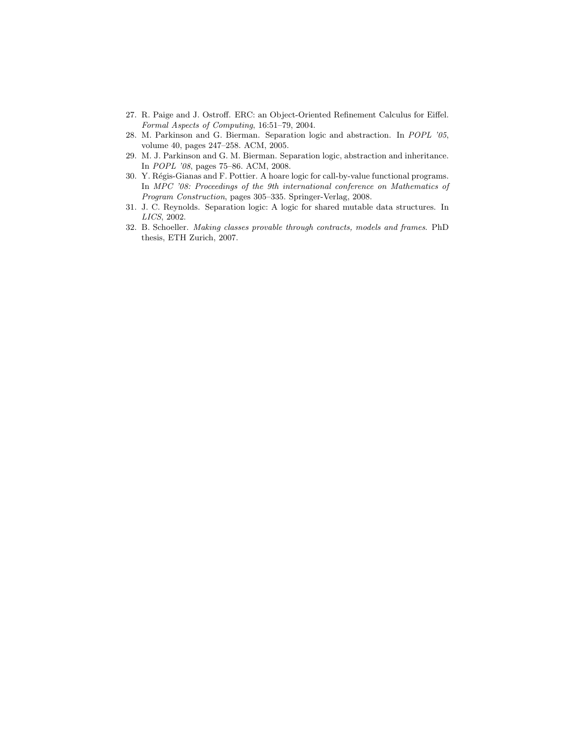27. R. Paige and J. Ostroff. ERC: an Object-Oriented Refinement Calculus for Eiffel. *Formal Aspects of Computing*, 16:51–79, 2004.
28. M. Parkinson and G. Bierman. Separation logic and abstraction. In *POPL '05*, volume 40, pages 247–258. ACM, 2005.
29. M. J. Parkinson and G. M. Bierman. Separation logic, abstraction and inheritance. In *POPL '08*, pages 75–86. ACM, 2008.
30. Y. Régis-Gianas and F. Pottier. A hoare logic for call-by-value functional programs. In *MPC '08: Proceedings of the 9th international conference on Mathematics of Program Construction*, pages 305–335. Springer-Verlag, 2008.
31. J. C. Reynolds. Separation logic: A logic for shared mutable data structures. In *LICS*, 2002.
32. B. Schoeller. *Making classes provable through contracts, models and frames*. PhD thesis, ETH Zurich, 2007.